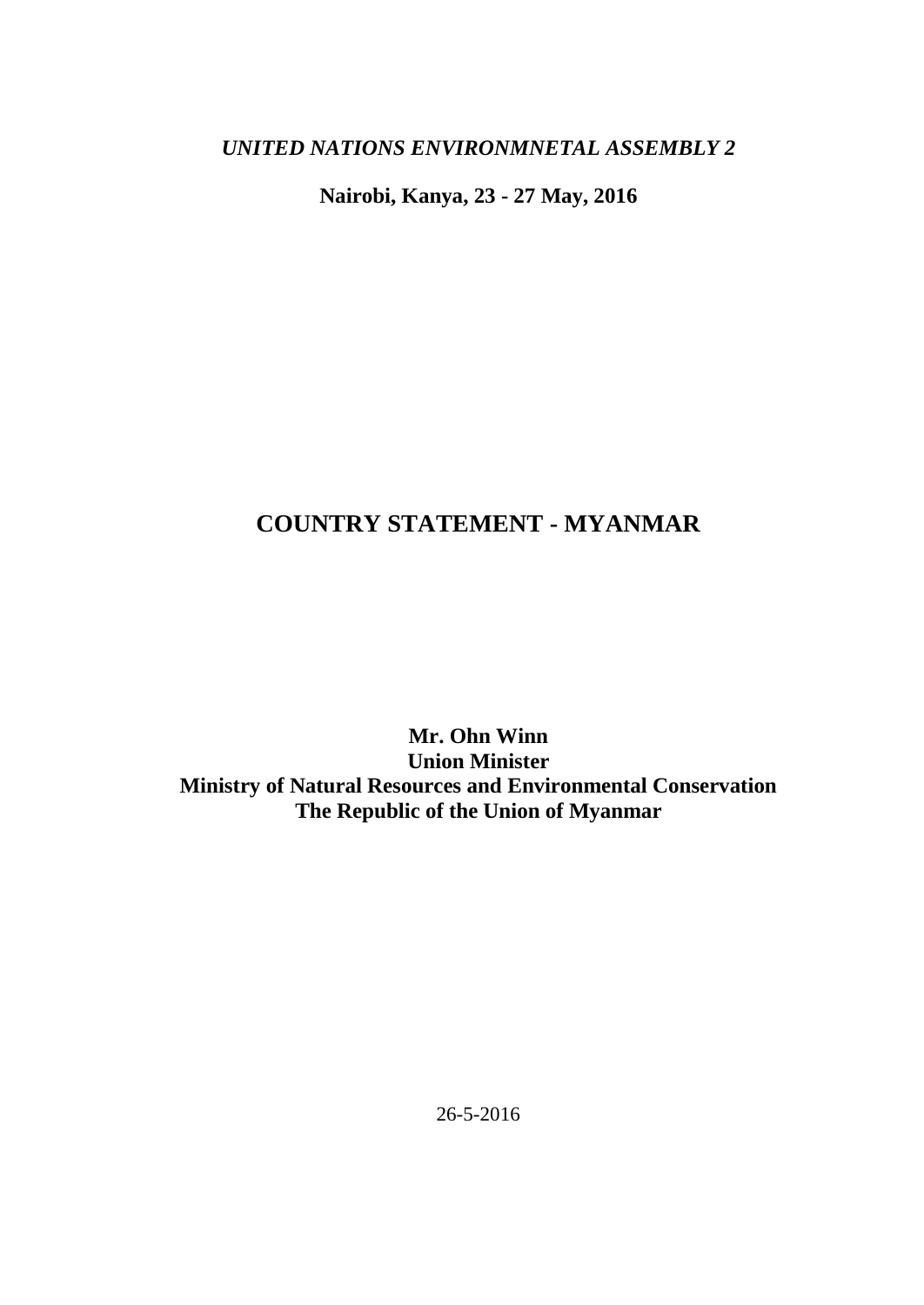*UNITED NATIONS ENVIRONMNETAL ASSEMBLY 2*

**Nairobi, Kanya, 23 - 27 May, 2016**

# COUNTRY STATEMENT - MYANMAR

**Mr. Ohn Winn**
**Union Minister**
**Ministry of Natural Resources and Environmental Conservation**
**The Republic of the Union of Myanmar**

26-5-2016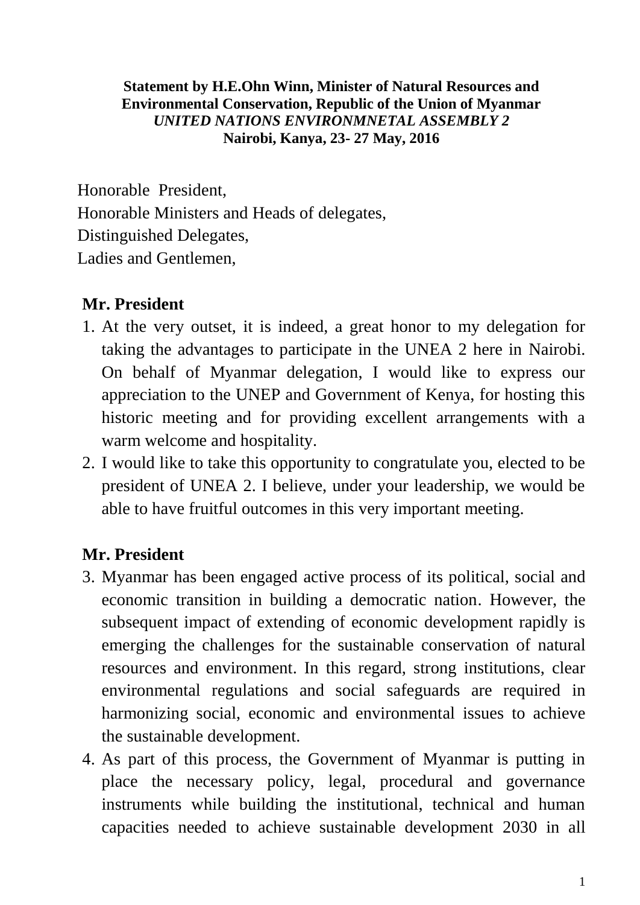**Statement by H.E.Ohn Winn, Minister of Natural Resources and Environmental Conservation, Republic of the Union of Myanmar**
***UNITED NATIONS ENVIRONMNETAL ASSEMBLY 2***
**Nairobi, Kenya, 23- 27 May, 2016**

Honorable President,
Honorable Ministers and Heads of delegates,
Distinguished Delegates,
Ladies and Gentlemen,

**Mr. President**

1. At the very outset, it is indeed, a great honor to my delegation for taking the advantages to participate in the UNEA 2 here in Nairobi. On behalf of Myanmar delegation, I would like to express our appreciation to the UNEP and Government of Kenya, for hosting this historic meeting and for providing excellent arrangements with a warm welcome and hospitality.
2. I would like to take this opportunity to congratulate you, elected to be president of UNEA 2. I believe, under your leadership, we would be able to have fruitful outcomes in this very important meeting.

**Mr. President**

3. Myanmar has been engaged active process of its political, social and economic transition in building a democratic nation. However, the subsequent impact of extending of economic development rapidly is emerging the challenges for the sustainable conservation of natural resources and environment. In this regard, strong institutions, clear environmental regulations and social safeguards are required in harmonizing social, economic and environmental issues to achieve the sustainable development.
4. As part of this process, the Government of Myanmar is putting in place the necessary policy, legal, procedural and governance instruments while building the institutional, technical and human capacities needed to achieve sustainable development 2030 in all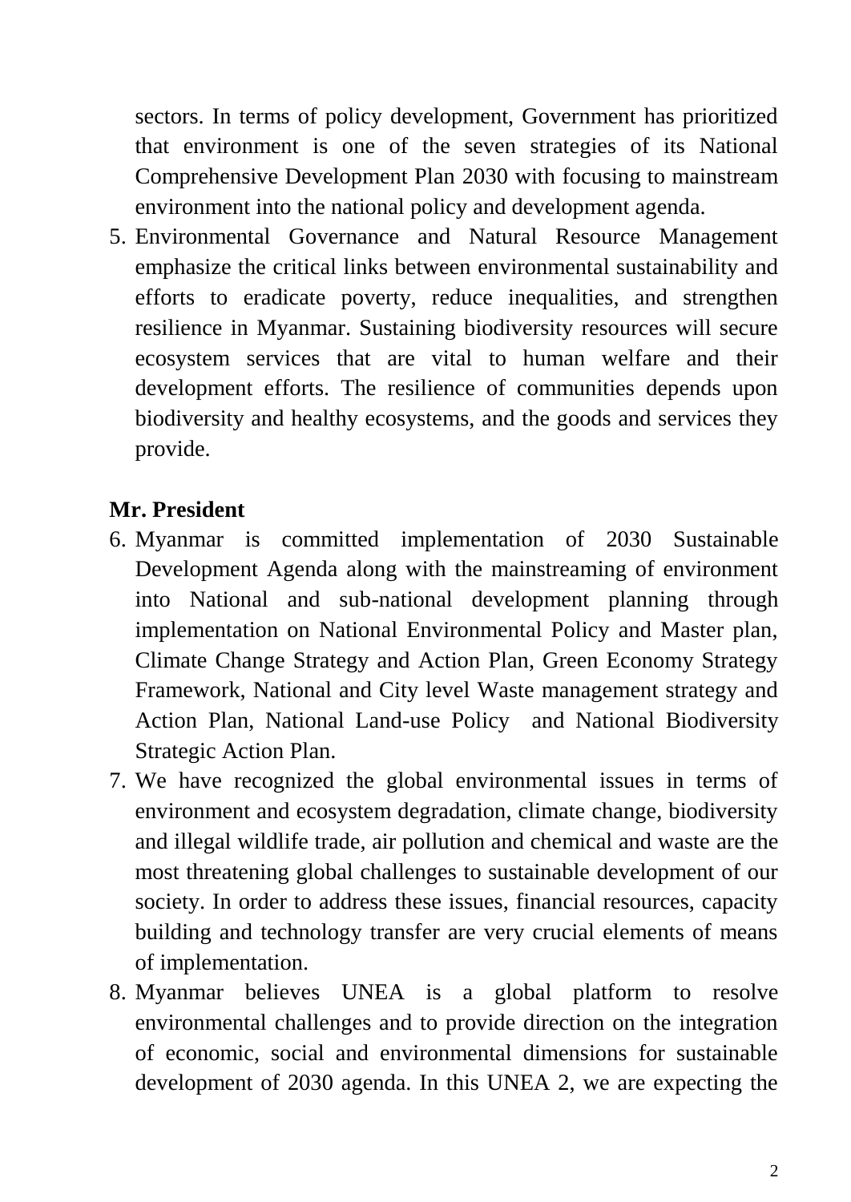sectors. In terms of policy development, Government has prioritized that environment is one of the seven strategies of its National Comprehensive Development Plan 2030 with focusing to mainstream environment into the national policy and development agenda.

5. Environmental Governance and Natural Resource Management emphasize the critical links between environmental sustainability and efforts to eradicate poverty, reduce inequalities, and strengthen resilience in Myanmar. Sustaining biodiversity resources will secure ecosystem services that are vital to human welfare and their development efforts. The resilience of communities depends upon biodiversity and healthy ecosystems, and the goods and services they provide.

**Mr. President**

6. Myanmar is committed implementation of 2030 Sustainable Development Agenda along with the mainstreaming of environment into National and sub-national development planning through implementation on National Environmental Policy and Master plan, Climate Change Strategy and Action Plan, Green Economy Strategy Framework, National and City level Waste management strategy and Action Plan, National Land-use Policy and National Biodiversity Strategic Action Plan.
7. We have recognized the global environmental issues in terms of environment and ecosystem degradation, climate change, biodiversity and illegal wildlife trade, air pollution and chemical and waste are the most threatening global challenges to sustainable development of our society. In order to address these issues, financial resources, capacity building and technology transfer are very crucial elements of means of implementation.
8. Myanmar believes UNEA is a global platform to resolve environmental challenges and to provide direction on the integration of economic, social and environmental dimensions for sustainable development of 2030 agenda. In this UNEA 2, we are expecting the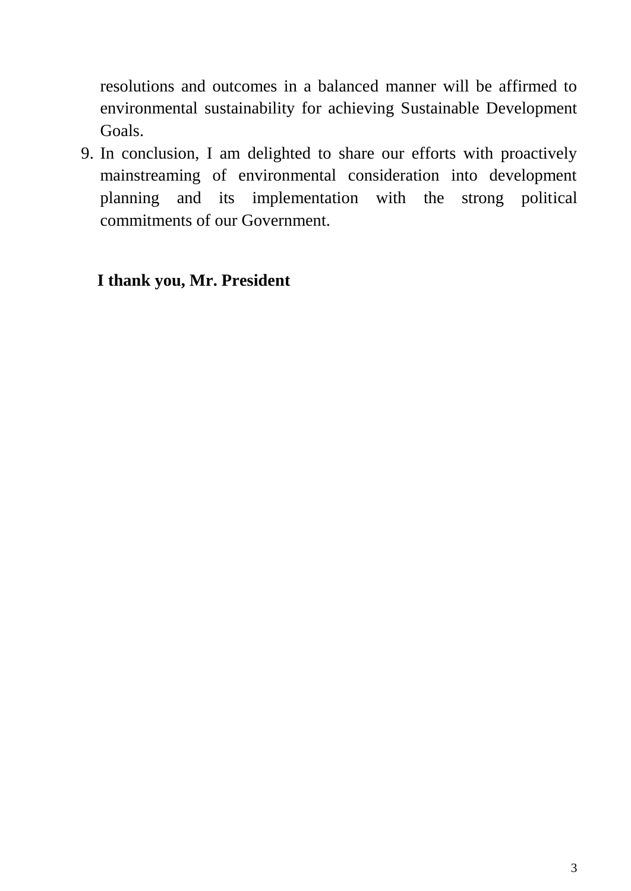resolutions and outcomes in a balanced manner will be affirmed to environmental sustainability for achieving Sustainable Development Goals.

9. In conclusion, I am delighted to share our efforts with proactively mainstreaming of environmental consideration into development planning and its implementation with the strong political commitments of our Government.

**I thank you, Mr. President**